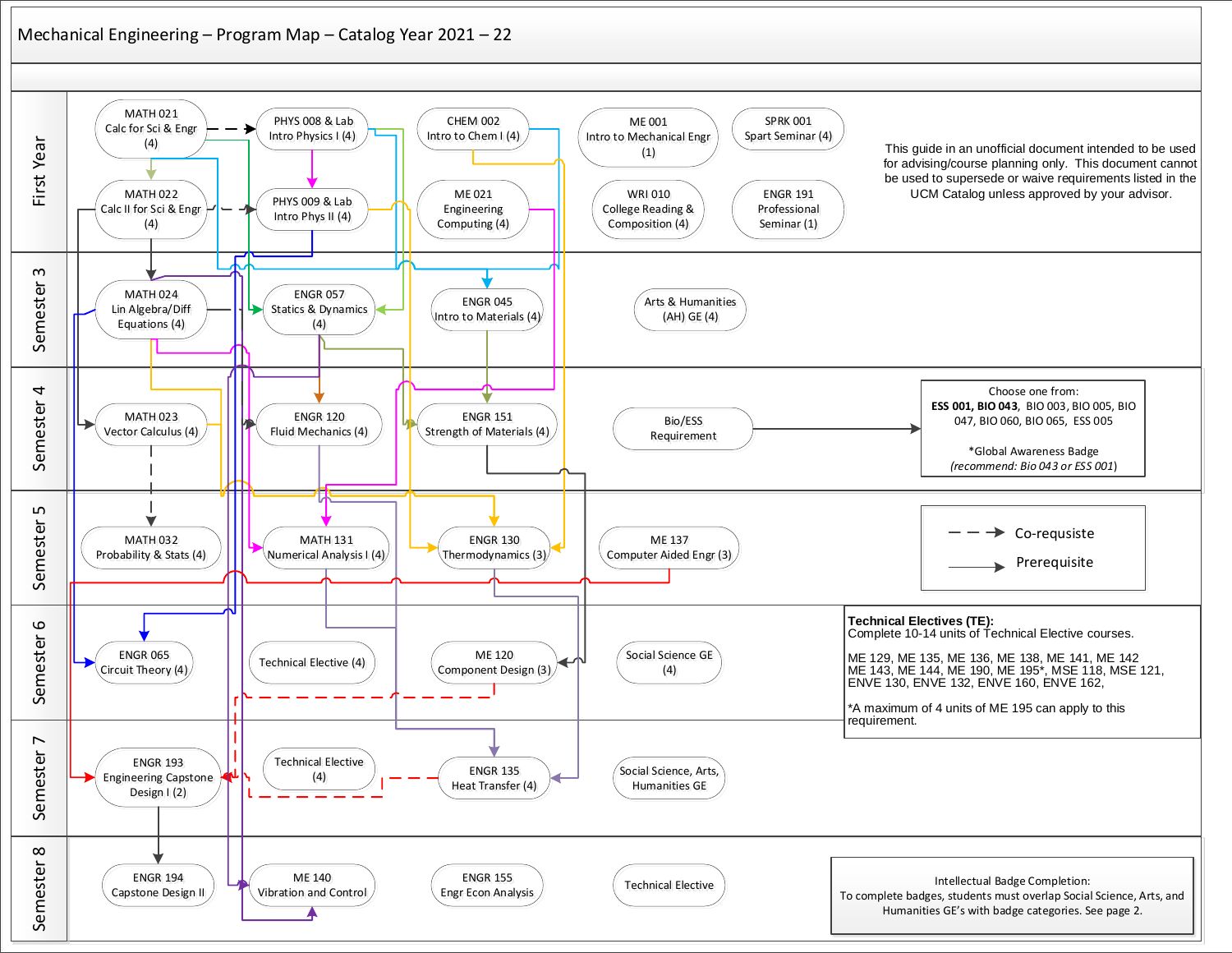# Mechanical Engineering – Program Map – Catalog Year 2021 – 22

This guide in an unofficial document intended to be used for advising/course planning only. This document cannot be used to supersede or waive requirements listed in the UCM Catalog unless approved by your advisor.

## First Year

- MATH 021 Calc for Sci & Engr (4)
- PHYS 008 & Lab Intro Physics I (4)
- CHEM 002 Intro to Chem I (4)
- ME 001 Intro to Mechanical Engr (1)
- SPRK 001 Spart Seminar (4)
- MATH 022 Calc II for Sci & Engr (4)
- PHYS 009 & Lab Intro Phys II (4)
- ME 021 Engineering Computing (4)
- WRI 010 College Reading & Composition (4)
- ENGR 191 Professional Seminar (1)

## Semester 3

- MATH 024 Lin Algebra/Diff Equations (4)
- ENGR 057 Statics & Dynamics (4)
- ENGR 045 Intro to Materials (4)
- Arts & Humanities (AH) GE (4)

## Semester 4

- MATH 023 Vector Calculus (4)
- ENGR 120 Fluid Mechanics (4)
- ENGR 151 Strength of Materials (4)
- Bio/ESS Requirement

Choose one from: **ESS 001, BIO 043**, BIO 003, BIO 005, BIO 047, BIO 060, BIO 065, ESS 005

*Global Awareness Badge *(recommend: Bio 043 or ESS 001)*

## Semester 5

- MATH 032 Probability & Stats (4)
- MATH 131 Numerical Analysis I (4)
- ENGR 130 Thermodynamics (3)
- ME 137 Computer Aided Engr (3)

Legend:
- Dashed arrow: Co-requsiste
- Solid arrow: Prerequisite

## Semester 6

- ENGR 065 Circuit Theory (4)
- Technical Elective (4)
- ME 120 Component Design (3)
- Social Science GE (4)

**Technical Electives (TE):**
Complete 10-14 units of Technical Elective courses.

ME 129, ME 135, ME 136, ME 138, ME 141, ME 142
ME 143, ME 144, ME 190, ME 195*, MSE 118, MSE 121,
ENVE 130, ENVE 132, ENVE 160, ENVE 162,

*A maximum of 4 units of ME 195 can apply to this requirement.

## Semester 7

- ENGR 193 Engineering Capstone Design I (2)
- Technical Elective (4)
- ENGR 135 Heat Transfer (4)
- Social Science, Arts, Humanities GE

## Semester 8

- ENGR 194 Capstone Design II
- ME 140 Vibration and Control
- ENGR 155 Engr Econ Analysis
- Technical Elective

Intellectual Badge Completion:
To complete badges, students must overlap Social Science, Arts, and Humanities GE's with badge categories. See page 2.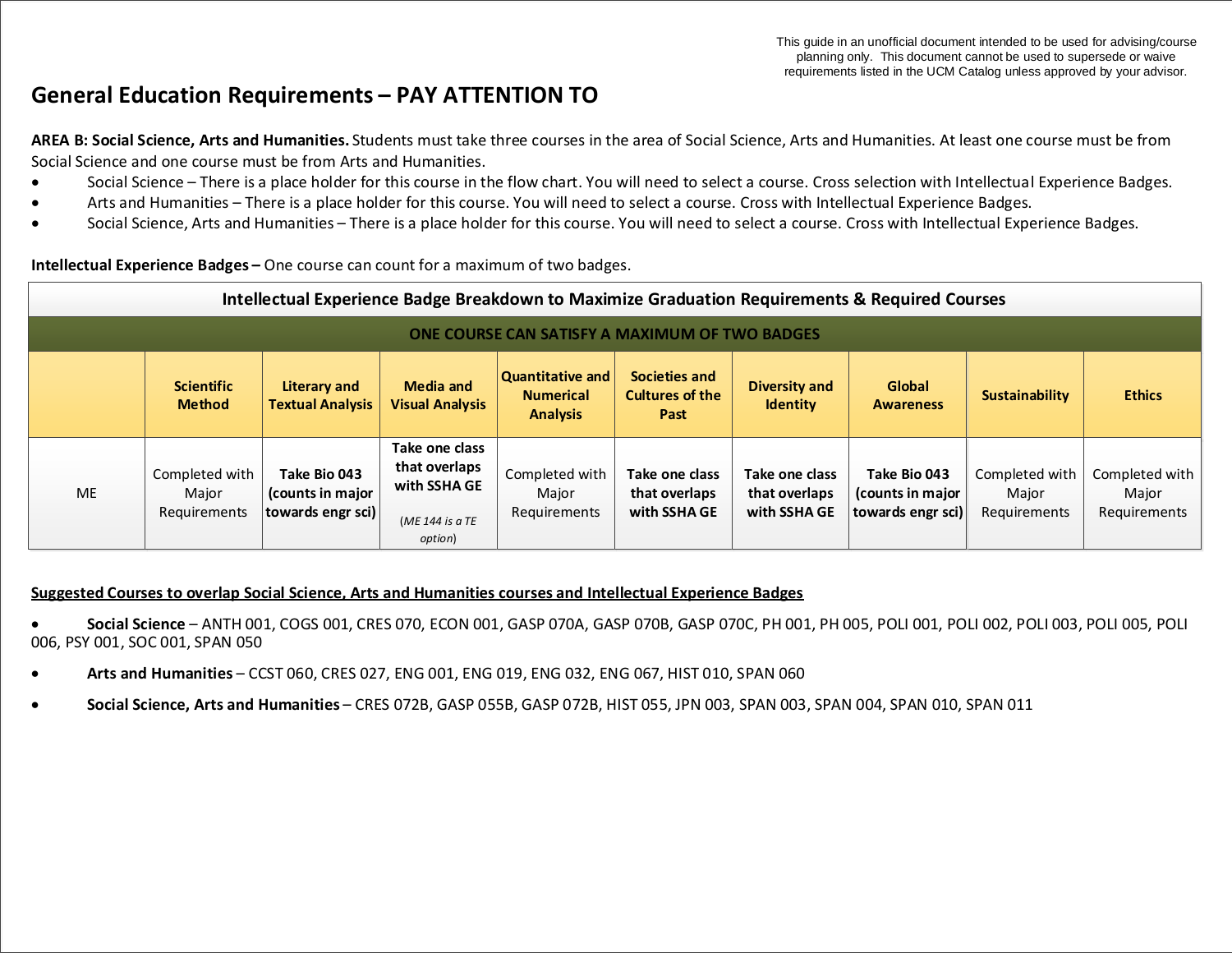This guide in an unofficial document intended to be used for advising/course planning only. This document cannot be used to supersede or waive requirements listed in the UCM Catalog unless approved by your advisor.

## General Education Requirements – PAY ATTENTION TO

**AREA B: Social Science, Arts and Humanities.** Students must take three courses in the area of Social Science, Arts and Humanities. At least one course must be from Social Science and one course must be from Arts and Humanities.

- Social Science – There is a place holder for this course in the flow chart. You will need to select a course. Cross selection with Intellectual Experience Badges.
- Arts and Humanities – There is a place holder for this course. You will need to select a course. Cross with Intellectual Experience Badges.
- Social Science, Arts and Humanities – There is a place holder for this course. You will need to select a course. Cross with Intellectual Experience Badges.

**Intellectual Experience Badges –** One course can count for a maximum of two badges.

| Intellectual Experience Badge Breakdown to Maximize Graduation Requirements & Required Courses | | | | | | | | | |
|---|---|---|---|---|---|---|---|---|---|
| ONE COURSE CAN SATISFY A MAXIMUM OF TWO BADGES | | | | | | | | | |
| | **Scientific Method** | **Literary and Textual Analysis** | **Media and Visual Analysis** | **Quantitative and Numerical Analysis** | **Societies and Cultures of the Past** | **Diversity and Identity** | **Global Awareness** | **Sustainability** | **Ethics** |
| ME | Completed with Major Requirements | **Take Bio 043 (counts in major towards engr sci)** | **Take one class that overlaps with SSHA GE** (*ME 144 is a TE option*) | Completed with Major Requirements | **Take one class that overlaps with SSHA GE** | **Take one class that overlaps with SSHA GE** | **Take Bio 043 (counts in major towards engr sci)** | Completed with Major Requirements | Completed with Major Requirements |

**<u>Suggested Courses to overlap Social Science, Arts and Humanities courses and Intellectual Experience Badges</u>**

- **Social Science** – ANTH 001, COGS 001, CRES 070, ECON 001, GASP 070A, GASP 070B, GASP 070C, PH 001, PH 005, POLI 001, POLI 002, POLI 003, POLI 005, POLI 006, PSY 001, SOC 001, SPAN 050
- **Arts and Humanities** – CCST 060, CRES 027, ENG 001, ENG 019, ENG 032, ENG 067, HIST 010, SPAN 060
- **Social Science, Arts and Humanities** – CRES 072B, GASP 055B, GASP 072B, HIST 055, JPN 003, SPAN 003, SPAN 004, SPAN 010, SPAN 011